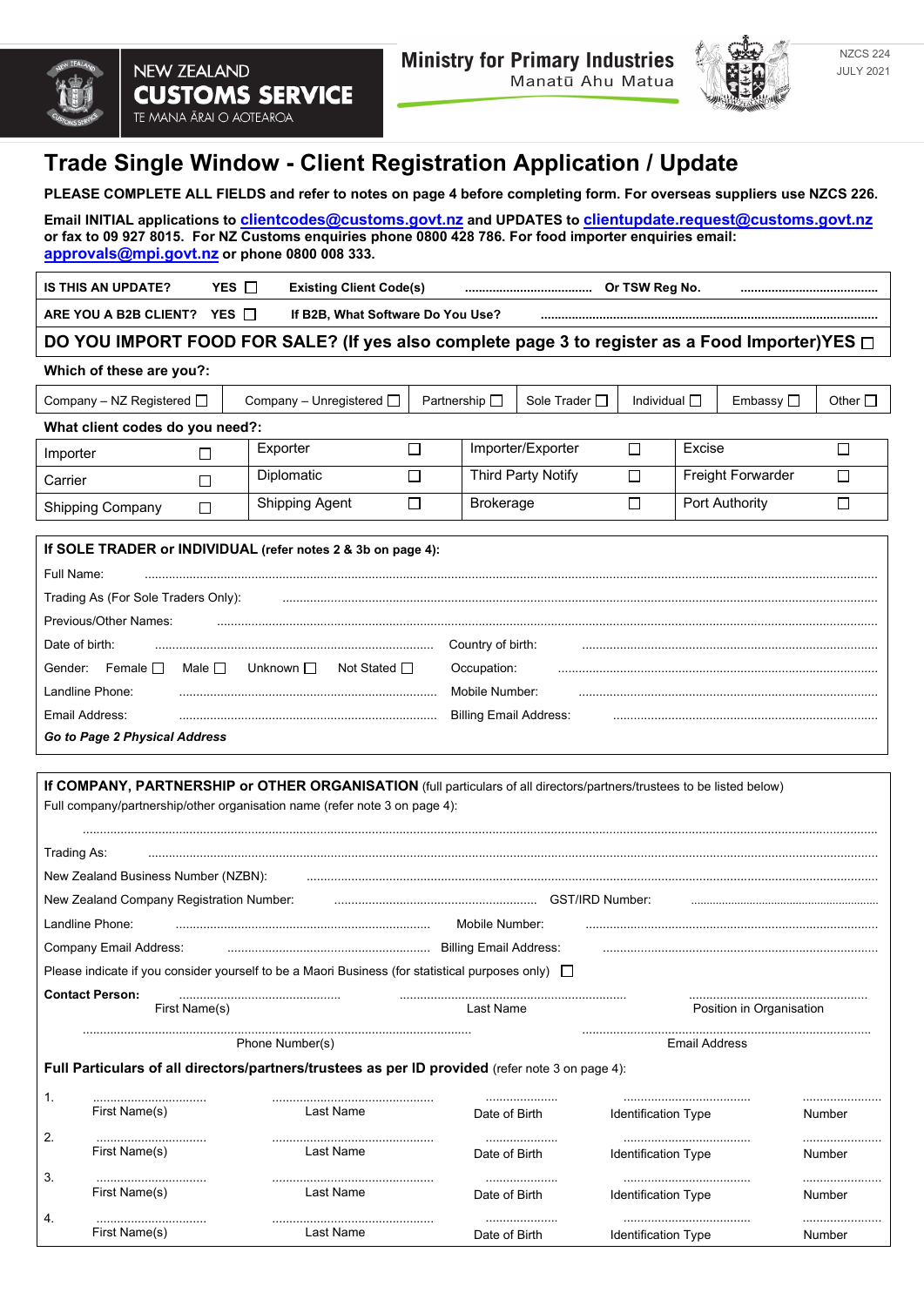NEW ZEALAND
**CUSTOMS SERVICE**
TE MANA ĀRAI O AOTEAROA

**Ministry for Primary Industries**
Manatū Ahu Matua

NZCS 224
JULY 2021

# Trade Single Window - Client Registration Application / Update

**PLEASE COMPLETE ALL FIELDS and refer to notes on page 4 before completing form. For overseas suppliers use NZCS 226.**

**Email INITIAL applications to clientcodes@customs.govt.nz and UPDATES to clientupdate.request@customs.govt.nz or fax to 09 927 8015. For NZ Customs enquiries phone 0800 428 786. For food importer enquiries email: approvals@mpi.govt.nz or phone 0800 008 333.**

**IS THIS AN UPDATE?** YES ☐ **Existing Client Code(s)** ........................ **Or TSW Reg No.** ........................

**ARE YOU A B2B CLIENT?** YES ☐ **If B2B, What Software Do You Use?** ........................

**DO YOU IMPORT FOOD FOR SALE? (If yes also complete page 3 to register as a Food Importer) YES ☐**

**Which of these are you?:**

| Company – NZ Registered ☐ | Company – Unregistered ☐ | Partnership ☐ | Sole Trader ☐ | Individual ☐ | Embassy ☐ | Other ☐ |
|---|---|---|---|---|---|---|

**What client codes do you need?:**

| | | | | | | | |
|---|---|---|---|---|---|---|---|
| Importer | ☐ | Exporter | ☐ | Importer/Exporter | ☐ | Excise | ☐ |
| Carrier | ☐ | Diplomatic | ☐ | Third Party Notify | ☐ | Freight Forwarder | ☐ |
| Shipping Company | ☐ | Shipping Agent | ☐ | Brokerage | ☐ | Port Authority | ☐ |

**If SOLE TRADER or INDIVIDUAL (refer notes 2 & 3b on page 4):**

Full Name: ........................

Trading As (For Sole Traders Only): ........................

Previous/Other Names: ........................

Date of birth: ........................ Country of birth: ........................

Gender: Female ☐ Male ☐ Unknown ☐ Not Stated ☐ Occupation: ........................

Landline Phone: ........................ Mobile Number: ........................

Email Address: ........................ Billing Email Address: ........................

***Go to Page 2 Physical Address***

**If COMPANY, PARTNERSHIP or OTHER ORGANISATION** (full particulars of all directors/partners/trustees to be listed below)

Full company/partnership/other organisation name (refer note 3 on page 4):

........................

Trading As: ........................

New Zealand Business Number (NZBN): ........................

New Zealand Company Registration Number: ........................ GST/IRD Number: ........................

Landline Phone: ........................ Mobile Number: ........................

Company Email Address: ........................ Billing Email Address: ........................

Please indicate if you consider yourself to be a Maori Business (for statistical purposes only) ☐

**Contact Person:** ........................ First Name(s) ........................ Last Name ........................ Position in Organisation

........................ Phone Number(s) ........................ Email Address

**Full Particulars of all directors/partners/trustees as per ID provided** (refer note 3 on page 4):

| | First Name(s) | Last Name | Date of Birth | Identification Type | Number |
|---|---|---|---|---|---|
| 1. | | | | | |
| 2. | | | | | |
| 3. | | | | | |
| 4. | | | | | |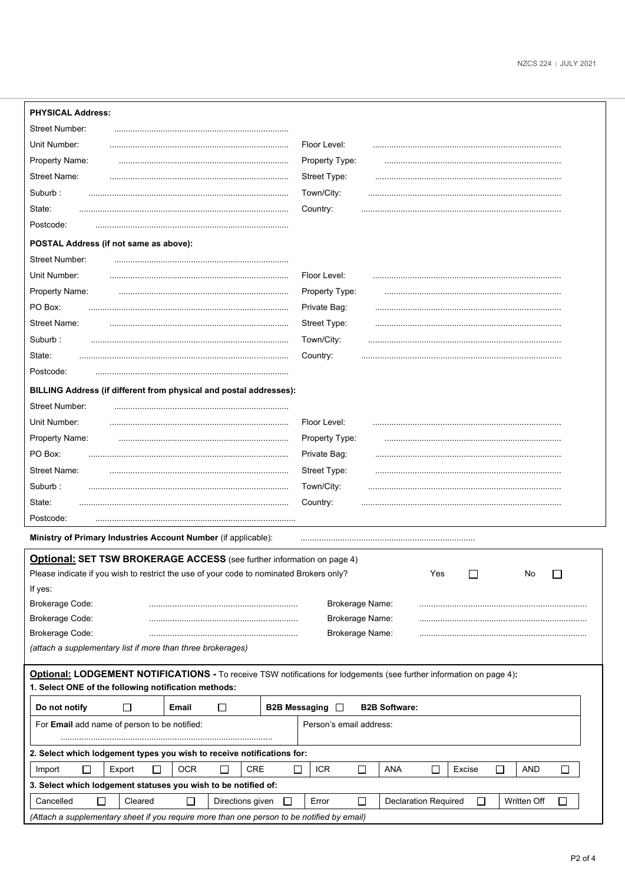**PHYSICAL Address:**

Street Number: ..........................................................................

Unit Number: ............................................................................ Floor Level: ................................................................................

Property Name: ........................................................................ Property Type: ...........................................................................

Street Name: ............................................................................ Street Type: ...............................................................................

Suburb : ..................................................................................... Town/City: ..................................................................................

State: ......................................................................................... Country: .....................................................................................

Postcode: ..................................................................................

**POSTAL Address (if not same as above):**

Street Number: ..........................................................................

Unit Number: ............................................................................ Floor Level: ................................................................................

Property Name: ........................................................................ Property Type: ...........................................................................

PO Box: ..................................................................................... Private Bag: ...............................................................................

Street Name: ............................................................................ Street Type: ...............................................................................

Suburb : .................................................................................... Town/City: ..................................................................................

State: ......................................................................................... Country: .....................................................................................

Postcode: ..................................................................................

**BILLING Address (if different from physical and postal addresses):**

Street Number: ..........................................................................

Unit Number: ............................................................................ Floor Level: ................................................................................

Property Name: ........................................................................ Property Type: ...........................................................................

PO Box: ..................................................................................... Private Bag: ...............................................................................

Street Name: ............................................................................ Street Type: ..............................................................................

Suburb : .................................................................................... Town/City: .................................................................................

State: ........................................................................................ Country: ....................................................................................

Postcode: .....................................................................................

**Ministry of Primary Industries Account Number** (if applicable): ..........................................................................

**Optional: SET TSW BROKERAGE ACCESS** (see further information on page 4)

Please indicate if you wish to restrict the use of your code to nominated Brokers only? Yes ☐ No ☐

If yes:

Brokerage Code: ............................................................... Brokerage Name: .......................................................................

Brokerage Code: ............................................................... Brokerage Name: .......................................................................

Brokerage Code: ............................................................... Brokerage Name: .......................................................................

*(attach a supplementary list if more than three brokerages)*

**Optional: LODGEMENT NOTIFICATIONS -** To receive TSW notifications for lodgements (see further information on page 4)**:**

**1. Select ONE of the following notification methods:**

| **Do not notify** ☐ | **Email** ☐ | **B2B Messaging** ☐ | **B2B Software:** |
|---|---|---|---|
| For **Email** add name of person to be notified: .......................................................................... | | Person's email address: | |

**2. Select which lodgement types you wish to receive notifications for:**

| Import ☐ | Export ☐ | OCR ☐ | CRE ☐ | ICR ☐ | ANA ☐ | Excise ☐ | AND ☐ |
|---|---|---|---|---|---|---|---|

**3. Select which lodgement statuses you wish to be notified of:**

| Cancelled ☐ | Cleared ☐ | Directions given ☐ | Error ☐ | Declaration Required ☐ | Written Off ☐ |
|---|---|---|---|---|---|

*(Attach a supplementary sheet if you require more than one person to be notified by email)*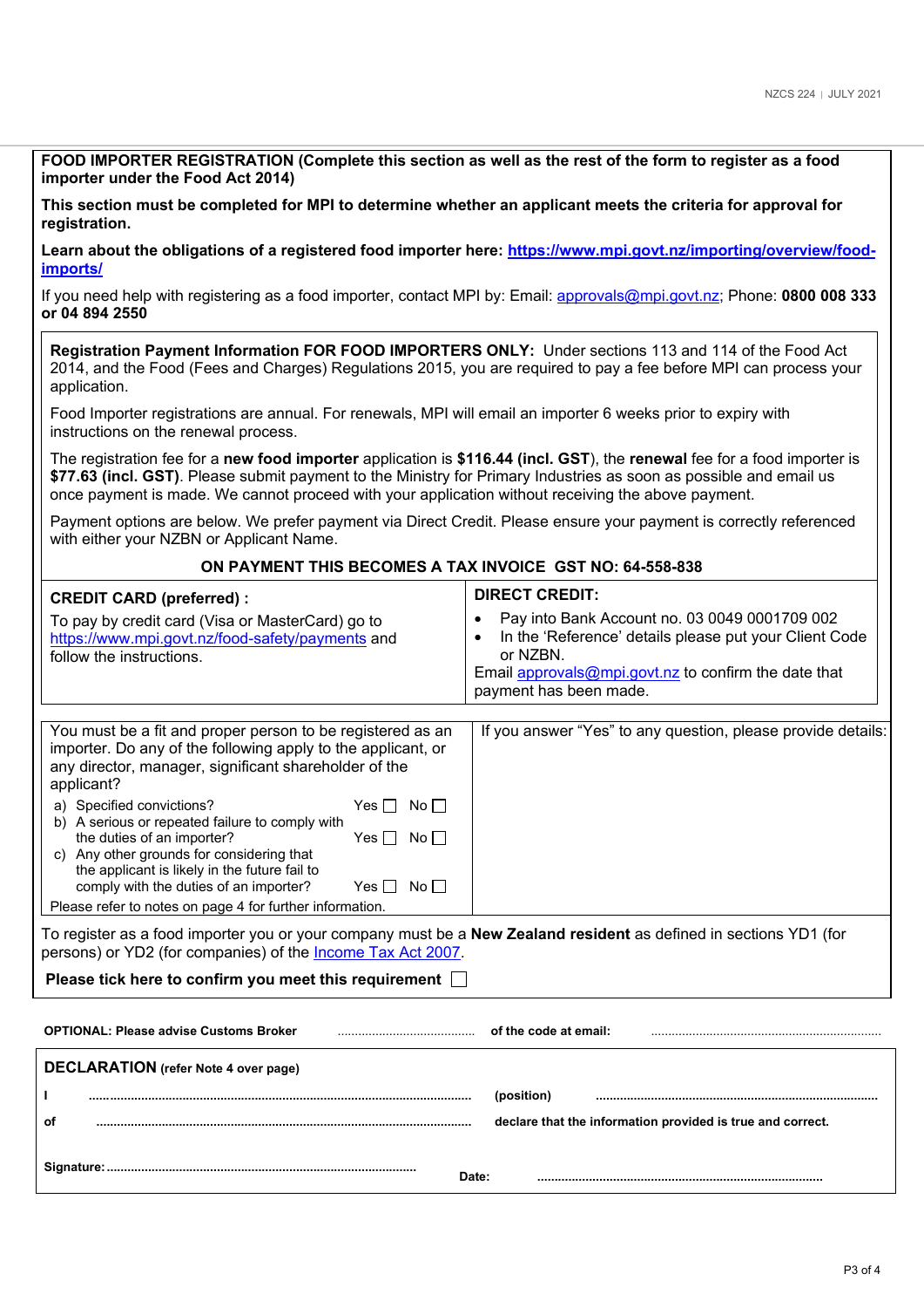**FOOD IMPORTER REGISTRATION (Complete this section as well as the rest of the form to register as a food importer under the Food Act 2014)**

**This section must be completed for MPI to determine whether an applicant meets the criteria for approval for registration.**

**Learn about the obligations of a registered food importer here: [https://www.mpi.govt.nz/importing/overview/food-imports/](https://www.mpi.govt.nz/importing/overview/food-imports/)**

If you need help with registering as a food importer, contact MPI by: Email: approvals@mpi.govt.nz; Phone: **0800 008 333 or 04 894 2550**

**Registration Payment Information FOR FOOD IMPORTERS ONLY:** Under sections 113 and 114 of the Food Act 2014, and the Food (Fees and Charges) Regulations 2015, you are required to pay a fee before MPI can process your application.

Food Importer registrations are annual. For renewals, MPI will email an importer 6 weeks prior to expiry with instructions on the renewal process.

The registration fee for a **new food importer** application is **$116.44 (incl. GST**), the **renewal** fee for a food importer is **$77.63 (incl. GST)**. Please submit payment to the Ministry for Primary Industries as soon as possible and email us once payment is made. We cannot proceed with your application without receiving the above payment.

Payment options are below. We prefer payment via Direct Credit. Please ensure your payment is correctly referenced with either your NZBN or Applicant Name.

**ON PAYMENT THIS BECOMES A TAX INVOICE GST NO: 64-558-838**

| **CREDIT CARD (preferred) :** | **DIRECT CREDIT:** |
| --- | --- |
| To pay by credit card (Visa or MasterCard) go to [https://www.mpi.govt.nz/food-safety/payments](https://www.mpi.govt.nz/food-safety/payments) and follow the instructions. | • Pay into Bank Account no. 03 0049 0001709 002<br>• In the 'Reference' details please put your Client Code or NZBN.<br>Email approvals@mpi.govt.nz to confirm the date that payment has been made. |

| You must be a fit and proper person to be registered as an importer. Do any of the following apply to the applicant, or any director, manager, significant shareholder of the applicant? | If you answer "Yes" to any question, please provide details: |
| --- | --- |
| a) Specified convictions? Yes ☐ No ☐ | |
| b) A serious or repeated failure to comply with the duties of an importer? Yes ☐ No ☐ | |
| c) Any other grounds for considering that the applicant is likely in the future fail to comply with the duties of an importer? Yes ☐ No ☐ | |
| Please refer to notes on page 4 for further information. | |

To register as a food importer you or your company must be a **New Zealand resident** as defined in sections YD1 (for persons) or YD2 (for companies) of the Income Tax Act 2007.

**Please tick here to confirm you meet this requirement** ☐

**OPTIONAL: Please advise Customs Broker** ........................................ **of the code at email:** ........................................

**DECLARATION** **(refer Note 4 over page)**

**I** ........................................................................ **(position)** ........................................................................

**of** ........................................................................ **declare that the information provided is true and correct.**

**Signature:** ........................................................................ **Date:** ........................................................................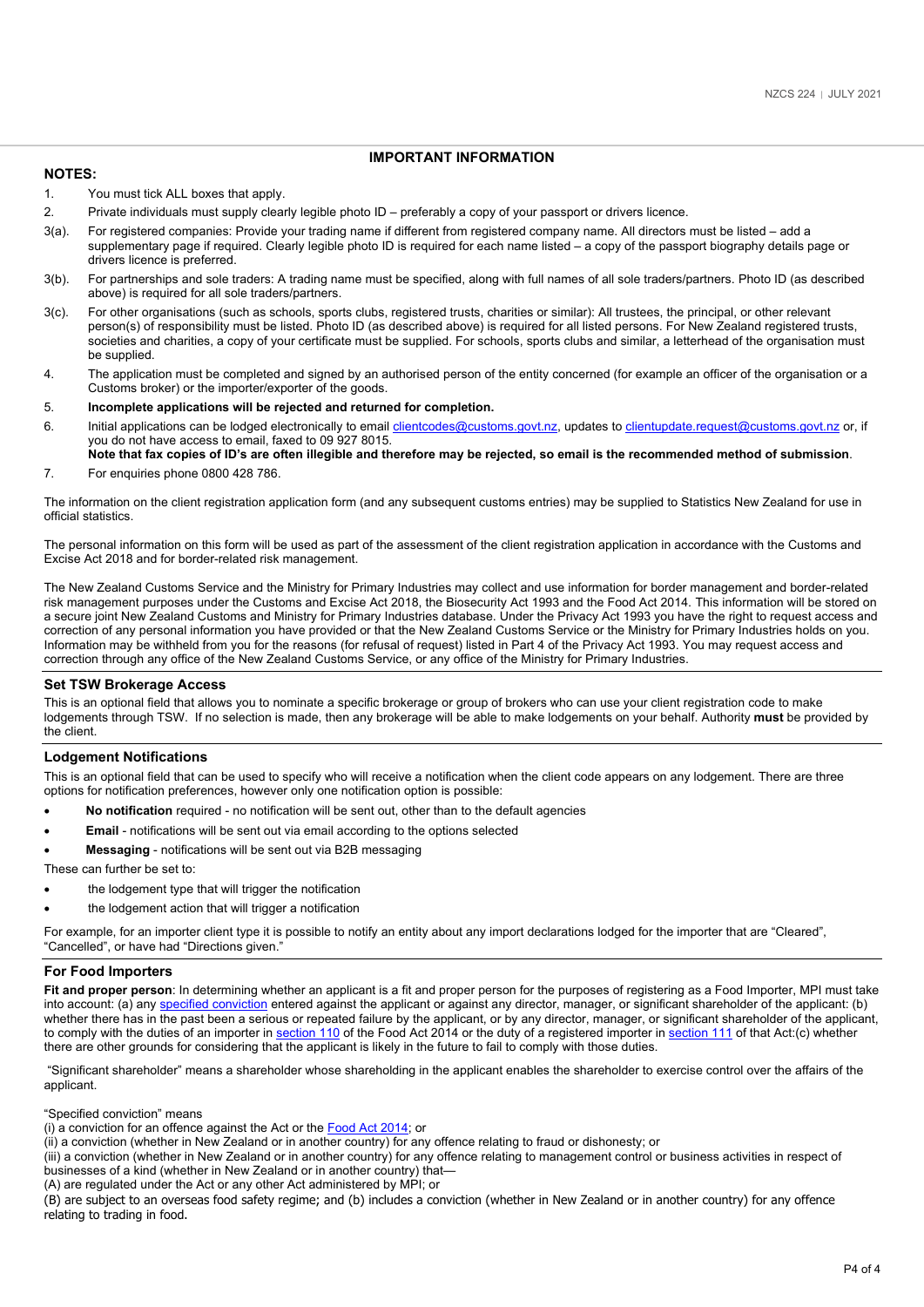## IMPORTANT INFORMATION

**NOTES:**

1. You must tick ALL boxes that apply.
2. Private individuals must supply clearly legible photo ID – preferably a copy of your passport or drivers licence.

3(a). For registered companies: Provide your trading name if different from registered company name. All directors must be listed – add a supplementary page if required. Clearly legible photo ID is required for each name listed – a copy of the passport biography details page or drivers licence is preferred.

3(b). For partnerships and sole traders: A trading name must be specified, along with full names of all sole traders/partners. Photo ID (as described above) is required for all sole traders/partners.

3(c). For other organisations (such as schools, sports clubs, registered trusts, charities or similar): All trustees, the principal, or other relevant person(s) of responsibility must be listed. Photo ID (as described above) is required for all listed persons. For New Zealand registered trusts, societies and charities, a copy of your certificate must be supplied. For schools, sports clubs and similar, a letterhead of the organisation must be supplied.

4. The application must be completed and signed by an authorised person of the entity concerned (for example an officer of the organisation or a Customs broker) or the importer/exporter of the goods.
5. **Incomplete applications will be rejected and returned for completion.**
6. Initial applications can be lodged electronically to email clientcodes@customs.govt.nz, updates to clientupdate.request@customs.govt.nz or, if you do not have access to email, faxed to 09 927 8015.
   **Note that fax copies of ID's are often illegible and therefore may be rejected, so email is the recommended method of submission**.
7. For enquiries phone 0800 428 786.

The information on the client registration application form (and any subsequent customs entries) may be supplied to Statistics New Zealand for use in official statistics.

The personal information on this form will be used as part of the assessment of the client registration application in accordance with the Customs and Excise Act 2018 and for border-related risk management.

The New Zealand Customs Service and the Ministry for Primary Industries may collect and use information for border management and border-related risk management purposes under the Customs and Excise Act 2018, the Biosecurity Act 1993 and the Food Act 2014. This information will be stored on a secure joint New Zealand Customs and Ministry for Primary Industries database. Under the Privacy Act 1993 you have the right to request access and correction of any personal information you have provided or that the New Zealand Customs Service or the Ministry for Primary Industries holds on you. Information may be withheld from you for the reasons (for refusal of request) listed in Part 4 of the Privacy Act 1993. You may request access and correction through any office of the New Zealand Customs Service, or any office of the Ministry for Primary Industries.

### Set TSW Brokerage Access

This is an optional field that allows you to nominate a specific brokerage or group of brokers who can use your client registration code to make lodgements through TSW. If no selection is made, then any brokerage will be able to make lodgements on your behalf. Authority **must** be provided by the client.

### Lodgement Notifications

This is an optional field that can be used to specify who will receive a notification when the client code appears on any lodgement. There are three options for notification preferences, however only one notification option is possible:

- **No notification** required - no notification will be sent out, other than to the default agencies
- **Email** - notifications will be sent out via email according to the options selected
- **Messaging** - notifications will be sent out via B2B messaging

These can further be set to:

- the lodgement type that will trigger the notification
- the lodgement action that will trigger a notification

For example, for an importer client type it is possible to notify an entity about any import declarations lodged for the importer that are "Cleared", "Cancelled", or have had "Directions given."

### For Food Importers

**Fit and proper person**: In determining whether an applicant is a fit and proper person for the purposes of registering as a Food Importer, MPI must take into account: (a) any specified conviction entered against the applicant or against any director, manager, or significant shareholder of the applicant: (b) whether there has in the past been a serious or repeated failure by the applicant, or by any director, manager, or significant shareholder of the applicant, to comply with the duties of an importer in section 110 of the Food Act 2014 or the duty of a registered importer in section 111 of that Act:(c) whether there are other grounds for considering that the applicant is likely in the future to fail to comply with those duties.

"Significant shareholder" means a shareholder whose shareholding in the applicant enables the shareholder to exercise control over the affairs of the applicant.

"Specified conviction" means
(i) a conviction for an offence against the Act or the Food Act 2014; or
(ii) a conviction (whether in New Zealand or in another country) for any offence relating to fraud or dishonesty; or
(iii) a conviction (whether in New Zealand or in another country) for any offence relating to management control or business activities in respect of businesses of a kind (whether in New Zealand or in another country) that—
(A) are regulated under the Act or any other Act administered by MPI; or
(B) are subject to an overseas food safety regime; and (b) includes a conviction (whether in New Zealand or in another country) for any offence relating to trading in food.